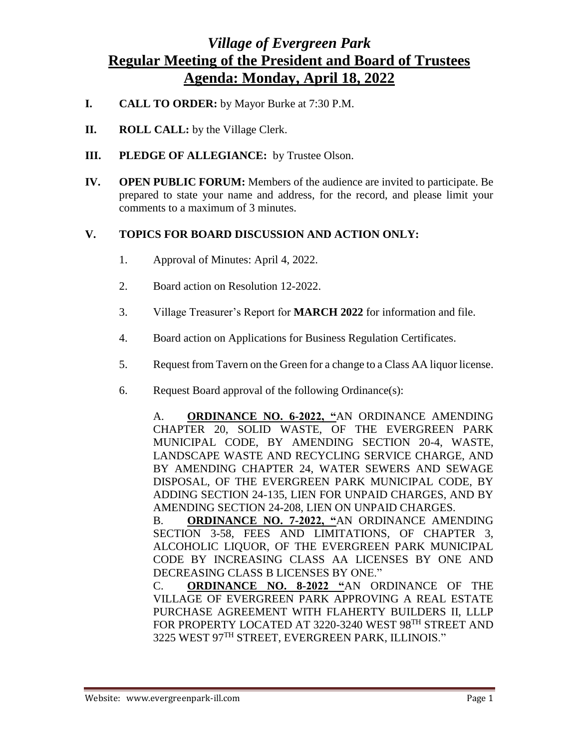# *Village of Evergreen Park*
# Regular Meeting of the President and Board of Trustees
# Agenda: Monday, April 18, 2022

**I. CALL TO ORDER:** by Mayor Burke at 7:30 P.M.

**II. ROLL CALL:** by the Village Clerk.

**III. PLEDGE OF ALLEGIANCE:** by Trustee Olson.

**IV. OPEN PUBLIC FORUM:** Members of the audience are invited to participate. Be prepared to state your name and address, for the record, and please limit your comments to a maximum of 3 minutes.

**V. TOPICS FOR BOARD DISCUSSION AND ACTION ONLY:**

1. Approval of Minutes: April 4, 2022.

2. Board action on Resolution 12-2022.

3. Village Treasurer's Report for **MARCH 2022** for information and file.

4. Board action on Applications for Business Regulation Certificates.

5. Request from Tavern on the Green for a change to a Class AA liquor license.

6. Request Board approval of the following Ordinance(s):

   A. **ORDINANCE NO. 6-2022, "**AN ORDINANCE AMENDING CHAPTER 20, SOLID WASTE, OF THE EVERGREEN PARK MUNICIPAL CODE, BY AMENDING SECTION 20-4, WASTE, LANDSCAPE WASTE AND RECYCLING SERVICE CHARGE, AND BY AMENDING CHAPTER 24, WATER SEWERS AND SEWAGE DISPOSAL, OF THE EVERGREEN PARK MUNICIPAL CODE, BY ADDING SECTION 24-135, LIEN FOR UNPAID CHARGES, AND BY AMENDING SECTION 24-208, LIEN ON UNPAID CHARGES.

   B. **ORDINANCE NO. 7-2022, "**AN ORDINANCE AMENDING SECTION 3-58, FEES AND LIMITATIONS, OF CHAPTER 3, ALCOHOLIC LIQUOR, OF THE EVERGREEN PARK MUNICIPAL CODE BY INCREASING CLASS AA LICENSES BY ONE AND DECREASING CLASS B LICENSES BY ONE."

   C. **ORDINANCE NO. 8-2022 "**AN ORDINANCE OF THE VILLAGE OF EVERGREEN PARK APPROVING A REAL ESTATE PURCHASE AGREEMENT WITH FLAHERTY BUILDERS II, LLLP FOR PROPERTY LOCATED AT 3220-3240 WEST 98TH STREET AND 3225 WEST 97TH STREET, EVERGREEN PARK, ILLINOIS."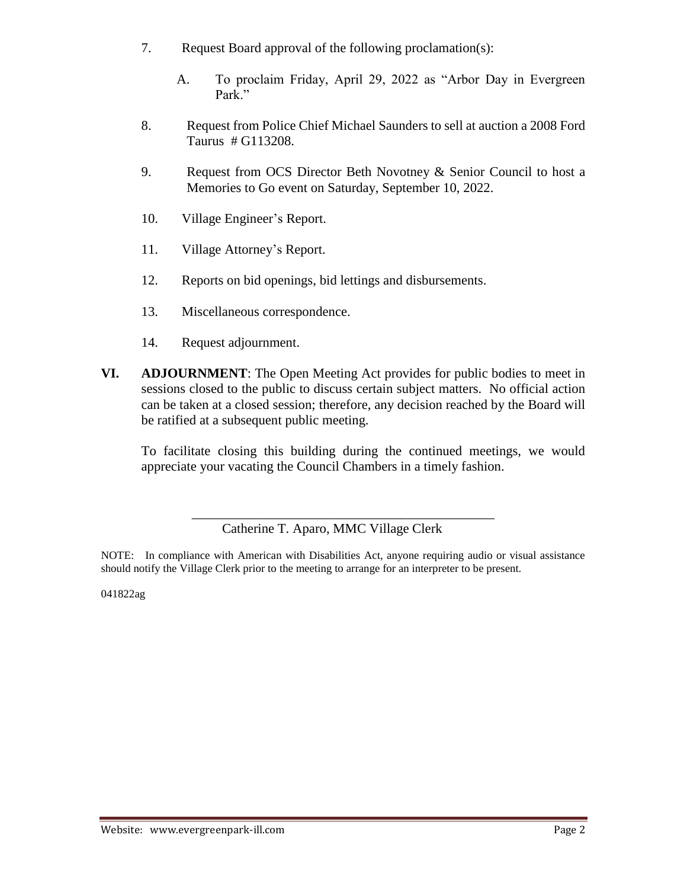7. Request Board approval of the following proclamation(s):

   A. To proclaim Friday, April 29, 2022 as "Arbor Day in Evergreen Park."

8. Request from Police Chief Michael Saunders to sell at auction a 2008 Ford Taurus # G113208.

9. Request from OCS Director Beth Novotney & Senior Council to host a Memories to Go event on Saturday, September 10, 2022.

10. Village Engineer's Report.

11. Village Attorney's Report.

12. Reports on bid openings, bid lettings and disbursements.

13. Miscellaneous correspondence.

14. Request adjournment.

**VI. ADJOURNMENT**: The Open Meeting Act provides for public bodies to meet in sessions closed to the public to discuss certain subject matters. No official action can be taken at a closed session; therefore, any decision reached by the Board will be ratified at a subsequent public meeting.

To facilitate closing this building during the continued meetings, we would appreciate your vacating the Council Chambers in a timely fashion.

\_\_\_\_\_\_\_\_\_\_\_\_\_\_\_\_\_\_\_\_\_\_\_\_\_\_\_\_\_\_\_\_\_\_\_\_\_\_\_\_\_\_\_\_

Catherine T. Aparo, MMC Village Clerk

NOTE: In compliance with American with Disabilities Act, anyone requiring audio or visual assistance should notify the Village Clerk prior to the meeting to arrange for an interpreter to be present.

041822ag

Website: www.evergreenpark-ill.com